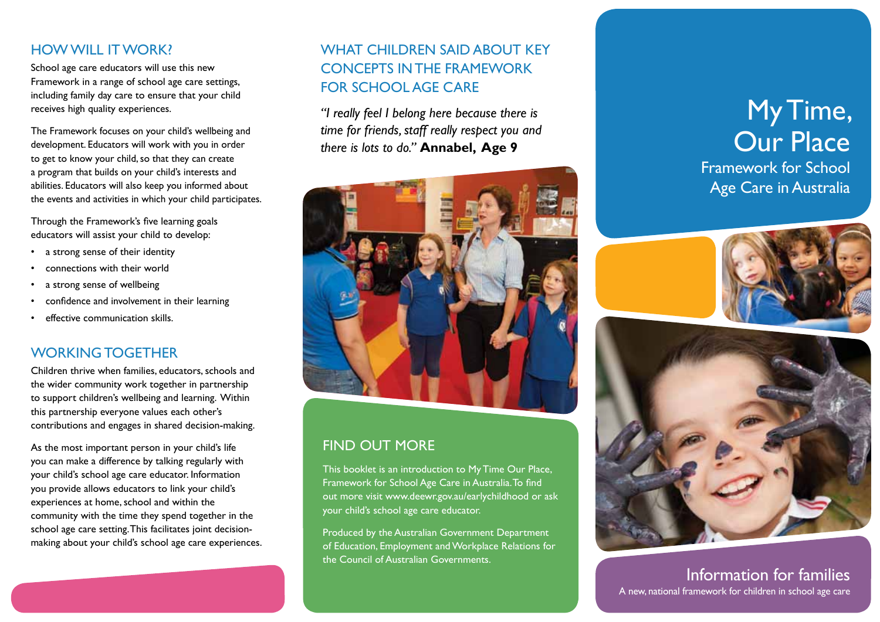## HOW WILL IT WORK?

School age care educators will use this new Framework in a range of school age care settings, including family day care to ensure that your child receives high quality experiences.

The Framework focuses on your child's wellbeing and development. Educators will work with you in order to get to know your child, so that they can create a program that builds on your child's interests and abilities. Educators will also keep you informed about the events and activities in which your child participates.

Through the Framework's five learning goals educators will assist your child to develop:

- a strong sense of their identity
- connections with their world
- a strong sense of wellbeing
- confidence and involvement in their learning
- effective communication skills.

## WORKING TOGETHER

Children thrive when families, educators, schools and the wider community work together in partnership to support children's wellbeing and learning. Within this partnership everyone values each other's contributions and engages in shared decision-making.

As the most important person in your child's life you can make a difference by talking regularly with your child's school age care educator. Information you provide allows educators to link your child's experiences at home, school and within the community with the time they spend together in the school age care setting. This facilitates joint decision-making about your child's school age care experiences.

## WHAT CHILDREN SAID ABOUT KEY CONCEPTS IN THE FRAMEWORK FOR SCHOOL AGE CARE

*"I really feel I belong here because there is time for friends, staff really respect you and there is lots to do."* **Annabel, Age 9**

## FIND OUT MORE

This booklet is an introduction to My Time Our Place, Framework for School Age Care in Australia. To find out more visit www.deewr.gov.au/earlychildhood or ask your child's school age care educator.

Produced by the Australian Government Department of Education, Employment and Workplace Relations for the Council of Australian Governments.

# My Time, Our Place

Framework for School Age Care in Australia

## Information for families

A new, national framework for children in school age care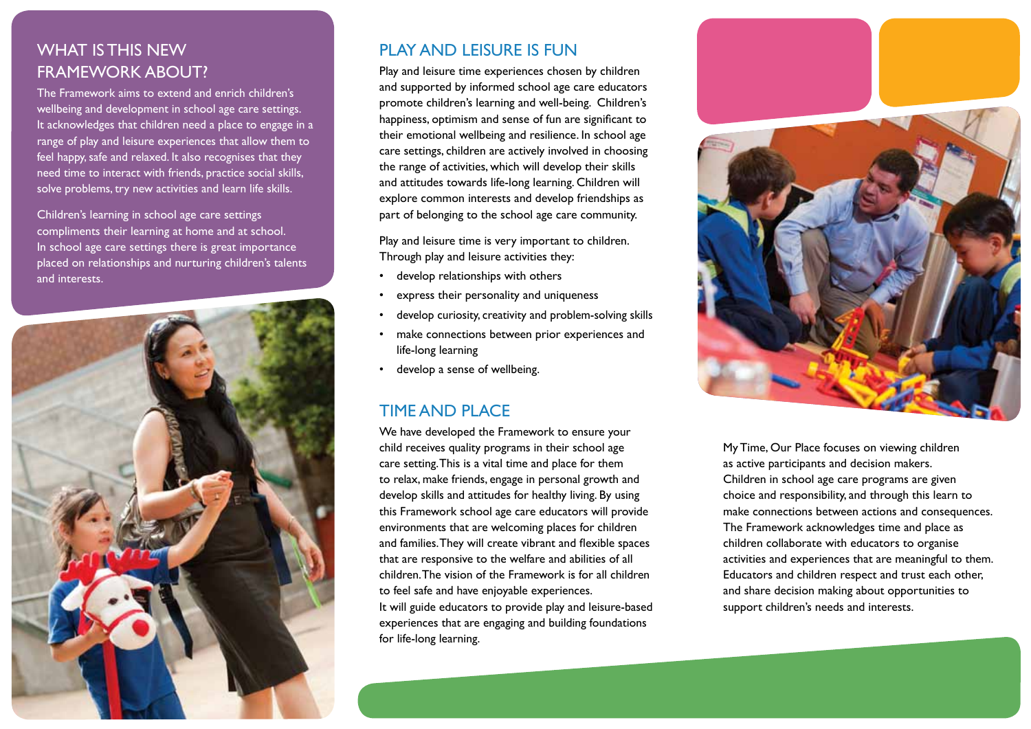## WHAT IS THIS NEW FRAMEWORK ABOUT?

The Framework aims to extend and enrich children's wellbeing and development in school age care settings. It acknowledges that children need a place to engage in a range of play and leisure experiences that allow them to feel happy, safe and relaxed. It also recognises that they need time to interact with friends, practice social skills, solve problems, try new activities and learn life skills.

Children's learning in school age care settings compliments their learning at home and at school. In school age care settings there is great importance placed on relationships and nurturing children's talents and interests.

## PLAY AND LEISURE IS FUN

Play and leisure time experiences chosen by children and supported by informed school age care educators promote children's learning and well-being. Children's happiness, optimism and sense of fun are significant to their emotional wellbeing and resilience. In school age care settings, children are actively involved in choosing the range of activities, which will develop their skills and attitudes towards life-long learning. Children will explore common interests and develop friendships as part of belonging to the school age care community.

Play and leisure time is very important to children. Through play and leisure activities they:

- develop relationships with others
- express their personality and uniqueness
- develop curiosity, creativity and problem-solving skills
- make connections between prior experiences and life-long learning
- develop a sense of wellbeing.

## TIME AND PLACE

We have developed the Framework to ensure your child receives quality programs in their school age care setting. This is a vital time and place for them to relax, make friends, engage in personal growth and develop skills and attitudes for healthy living. By using this Framework school age care educators will provide environments that are welcoming places for children and families. They will create vibrant and flexible spaces that are responsive to the welfare and abilities of all children. The vision of the Framework is for all children to feel safe and have enjoyable experiences.
It will guide educators to provide play and leisure-based experiences that are engaging and building foundations for life-long learning.

My Time, Our Place focuses on viewing children as active participants and decision makers. Children in school age care programs are given choice and responsibility, and through this learn to make connections between actions and consequences. The Framework acknowledges time and place as children collaborate with educators to organise activities and experiences that are meaningful to them. Educators and children respect and trust each other, and share decision making about opportunities to support children's needs and interests.